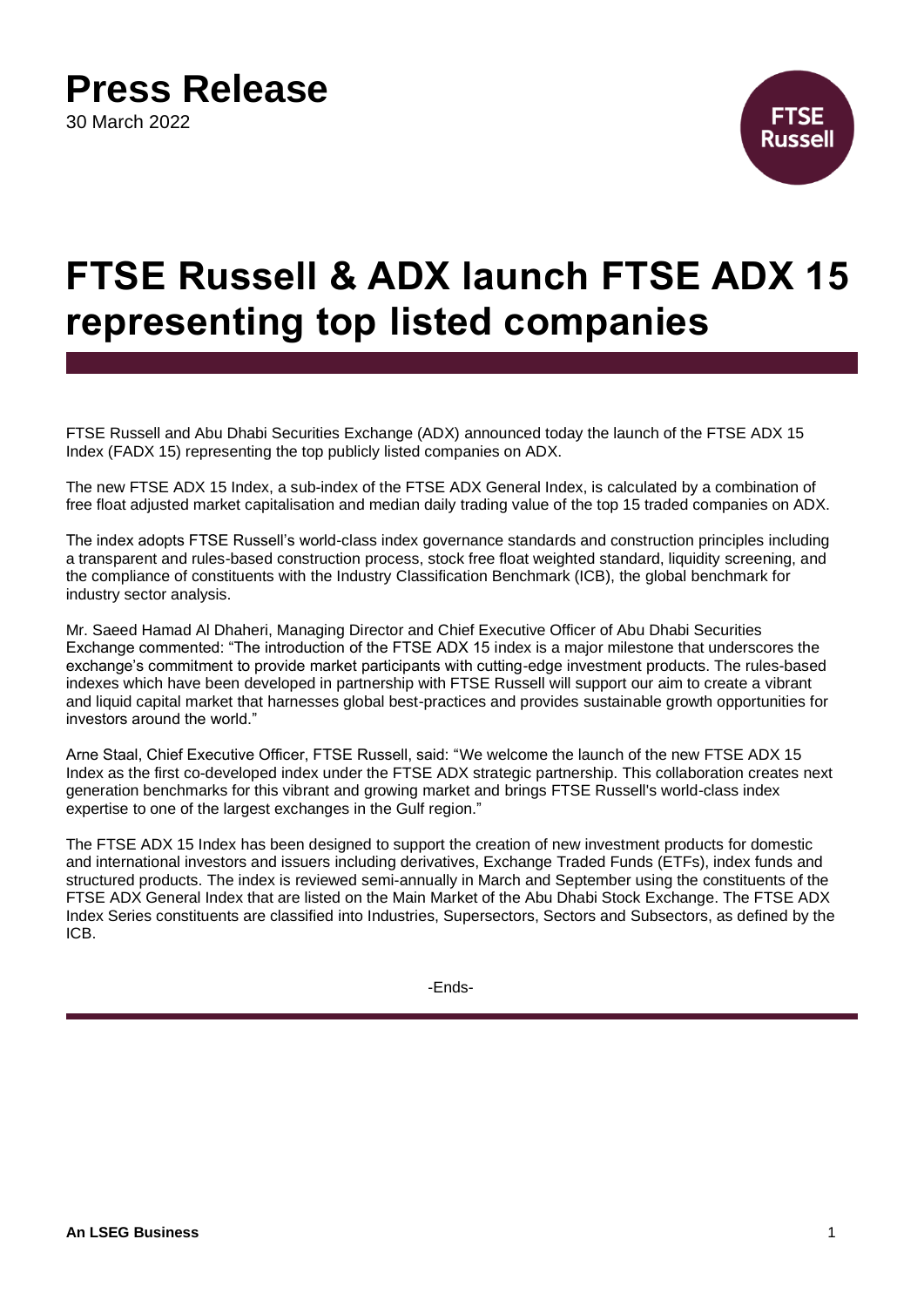# Press Release

30 March 2022

# FTSE Russell & ADX launch FTSE ADX 15 representing top listed companies

FTSE Russell and Abu Dhabi Securities Exchange (ADX) announced today the launch of the FTSE ADX 15 Index (FADX 15) representing the top publicly listed companies on ADX.

The new FTSE ADX 15 Index, a sub-index of the FTSE ADX General Index, is calculated by a combination of free float adjusted market capitalisation and median daily trading value of the top 15 traded companies on ADX.

The index adopts FTSE Russell's world-class index governance standards and construction principles including a transparent and rules-based construction process, stock free float weighted standard, liquidity screening, and the compliance of constituents with the Industry Classification Benchmark (ICB), the global benchmark for industry sector analysis.

Mr. Saeed Hamad Al Dhaheri, Managing Director and Chief Executive Officer of Abu Dhabi Securities Exchange commented: "The introduction of the FTSE ADX 15 index is a major milestone that underscores the exchange's commitment to provide market participants with cutting-edge investment products. The rules-based indexes which have been developed in partnership with FTSE Russell will support our aim to create a vibrant and liquid capital market that harnesses global best-practices and provides sustainable growth opportunities for investors around the world."

Arne Staal, Chief Executive Officer, FTSE Russell, said: "We welcome the launch of the new FTSE ADX 15 Index as the first co-developed index under the FTSE ADX strategic partnership. This collaboration creates next generation benchmarks for this vibrant and growing market and brings FTSE Russell's world-class index expertise to one of the largest exchanges in the Gulf region."

The FTSE ADX 15 Index has been designed to support the creation of new investment products for domestic and international investors and issuers including derivatives, Exchange Traded Funds (ETFs), index funds and structured products. The index is reviewed semi-annually in March and September using the constituents of the FTSE ADX General Index that are listed on the Main Market of the Abu Dhabi Stock Exchange. The FTSE ADX Index Series constituents are classified into Industries, Supersectors, Sectors and Subsectors, as defined by the ICB.

-Ends-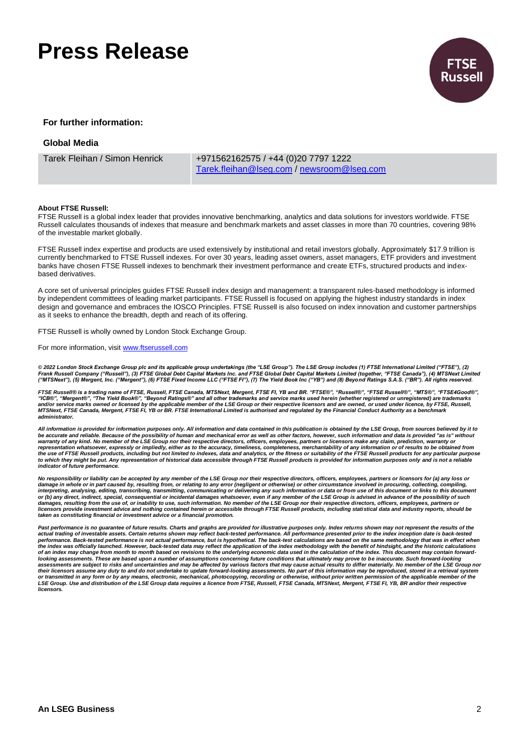# Press Release

**For further information:**

**Global Media**

| | |
|---|---|
| Tarek Fleihan / Simon Henrick | +971562162575 / +44 (0)20 7797 1222<br>Tarek.fleihan@lseg.com / newsroom@lseg.com |

**About FTSE Russell:**

FTSE Russell is a global index leader that provides innovative benchmarking, analytics and data solutions for investors worldwide. FTSE Russell calculates thousands of indexes that measure and benchmark markets and asset classes in more than 70 countries, covering 98% of the investable market globally.

FTSE Russell index expertise and products are used extensively by institutional and retail investors globally. Approximately $17.9 trillion is currently benchmarked to FTSE Russell indexes. For over 30 years, leading asset owners, asset managers, ETF providers and investment banks have chosen FTSE Russell indexes to benchmark their investment performance and create ETFs, structured products and index-based derivatives.

A core set of universal principles guides FTSE Russell index design and management: a transparent rules-based methodology is informed by independent committees of leading market participants. FTSE Russell is focused on applying the highest industry standards in index design and governance and embraces the IOSCO Principles. FTSE Russell is also focused on index innovation and customer partnerships as it seeks to enhance the breadth, depth and reach of its offering.

FTSE Russell is wholly owned by London Stock Exchange Group.

For more information, visit www.ftserussell.com

***© 2022 London Stock Exchange Group plc and its applicable group undertakings (the "LSE Group"). The LSE Group includes (1) FTSE International Limited ("FTSE"), (2) Frank Russell Company ("Russell"), (3) FTSE Global Debt Capital Markets Inc. and FTSE Global Debt Capital Markets Limited (together, "FTSE Canada"), (4) MTSNext Limited ("MTSNext"), (5) Mergent, Inc. ("Mergent"), (6) FTSE Fixed Income LLC ("FTSE FI"), (7) The Yield Book Inc ("YB") and (8) Beyond Ratings S.A.S. ("BR"). All rights reserved.***

***FTSE Russell® is a trading name of FTSE, Russell, FTSE Canada, MTSNext, Mergent, FTSE FI, YB and BR. "FTSE®", "Russell®", "FTSE Russell®", "MTS®", "FTSE4Good®", "ICB®", "Mergent®", "The Yield Book®", "Beyond Ratings®" and all other trademarks and service marks used herein (whether registered or unregistered) are trademarks and/or service marks owned or licensed by the applicable member of the LSE Group or their respective licensors and are owned, or used under licence, by FTSE, Russell, MTSNext, FTSE Canada, Mergent, FTSE FI, YB or BR. FTSE International Limited is authorised and regulated by the Financial Conduct Authority as a benchmark administrator.***

***All information is provided for information purposes only. All information and data contained in this publication is obtained by the LSE Group, from sources believed by it to be accurate and reliable. Because of the possibility of human and mechanical error as well as other factors, however, such information and data is provided "as is" without warranty of any kind. No member of the LSE Group nor their respective directors, officers, employees, partners or licensors make any claim, prediction, warranty or representation whatsoever, expressly or impliedly, either as to the accuracy, timeliness, completeness, merchantability of any information or of results to be obtained from the use of FTSE Russell products, including but not limited to indexes, data and analytics, or the fitness or suitability of the FTSE Russell products for any particular purpose to which they might be put. Any representation of historical data accessible through FTSE Russell products is provided for information purposes only and is not a reliable indicator of future performance.***

***No responsibility or liability can be accepted by any member of the LSE Group nor their respective directors, officers, employees, partners or licensors for (a) any loss or damage in whole or in part caused by, resulting from, or relating to any error (negligent or otherwise) or other circumstance involved in procuring, collecting, compiling, interpreting, analysing, editing, transcribing, transmitting, communicating or delivering any such information or data or from use of this document or links to this document or (b) any direct, indirect, special, consequential or incidental damages whatsoever, even if any member of the LSE Group is advised in advance of the possibility of such damages, resulting from the use of, or inability to use, such information. No member of the LSE Group nor their respective directors, officers, employees, partners or licensors provide investment advice and nothing contained herein or accessible through FTSE Russell products, including statistical data and industry reports, should be taken as constituting financial or investment advice or a financial promotion.***

***Past performance is no guarantee of future results. Charts and graphs are provided for illustrative purposes only. Index returns shown may not represent the results of the actual trading of investable assets. Certain returns shown may reflect back-tested performance. All performance presented prior to the index inception date is back-tested performance. Back-tested performance is not actual performance, but is hypothetical. The back-test calculations are based on the same methodology that was in effect when the index was officially launched. However, back-tested data may reflect the application of the index methodology with the benefit of hindsight, and the historic calculations of an index may change from month to month based on revisions to the underlying economic data used in the calculation of the index. This document may contain forward-looking assessments. These are based upon a number of assumptions concerning future conditions that ultimately may prove to be inaccurate. Such forward-looking assessments are subject to risks and uncertainties and may be affected by various factors that may cause actual results to differ materially. No member of the LSE Group nor their licensors assume any duty to and do not undertake to update forward-looking assessments. No part of this information may be reproduced, stored in a retrieval system or transmitted in any form or by any means, electronic, mechanical, photocopying, recording or otherwise, without prior written permission of the applicable member of the LSE Group. Use and distribution of the LSE Group data requires a licence from FTSE, Russell, FTSE Canada, MTSNext, Mergent, FTSE FI, YB, BR and/or their respective licensors.***